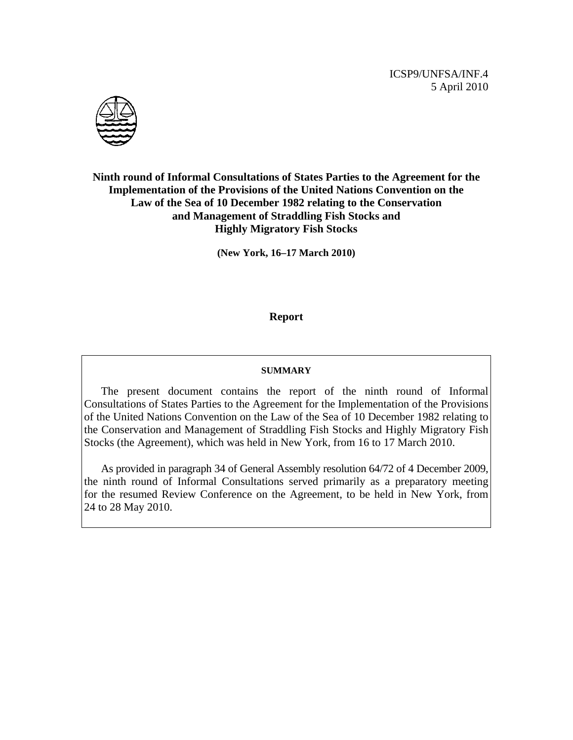ICSP9/UNFSA/INF.4
5 April 2010

# Ninth round of Informal Consultations of States Parties to the Agreement for the Implementation of the Provisions of the United Nations Convention on the Law of the Sea of 10 December 1982 relating to the Conservation and Management of Straddling Fish Stocks and Highly Migratory Fish Stocks

**(New York, 16–17 March 2010)**

## Report

**SUMMARY**

The present document contains the report of the ninth round of Informal Consultations of States Parties to the Agreement for the Implementation of the Provisions of the United Nations Convention on the Law of the Sea of 10 December 1982 relating to the Conservation and Management of Straddling Fish Stocks and Highly Migratory Fish Stocks (the Agreement), which was held in New York, from 16 to 17 March 2010.

As provided in paragraph 34 of General Assembly resolution 64/72 of 4 December 2009, the ninth round of Informal Consultations served primarily as a preparatory meeting for the resumed Review Conference on the Agreement, to be held in New York, from 24 to 28 May 2010.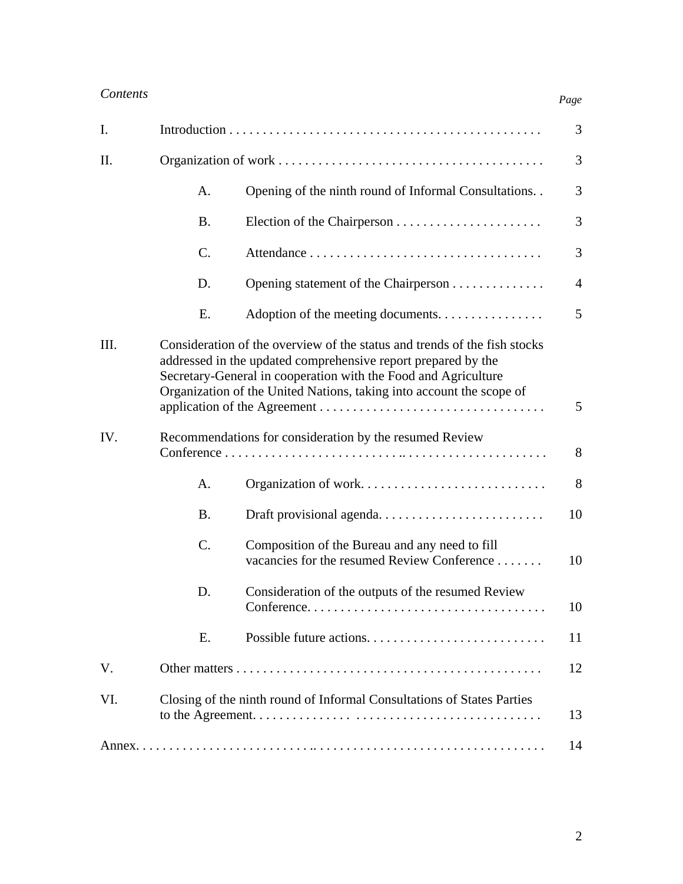*Contents*

| | | | Page |
|---|---|---|---|
| I. | Introduction | | 3 |
| II. | Organization of work | | 3 |
| | A. | Opening of the ninth round of Informal Consultations | 3 |
| | B. | Election of the Chairperson | 3 |
| | C. | Attendance | 3 |
| | D. | Opening statement of the Chairperson | 4 |
| | E. | Adoption of the meeting documents | 5 |
| III. | Consideration of the overview of the status and trends of the fish stocks addressed in the updated comprehensive report prepared by the Secretary-General in cooperation with the Food and Agriculture Organization of the United Nations, taking into account the scope of application of the Agreement | | 5 |
| IV. | Recommendations for consideration by the resumed Review Conference | | 8 |
| | A. | Organization of work | 8 |
| | B. | Draft provisional agenda | 10 |
| | C. | Composition of the Bureau and any need to fill vacancies for the resumed Review Conference | 10 |
| | D. | Consideration of the outputs of the resumed Review Conference | 10 |
| | E. | Possible future actions | 11 |
| V. | Other matters | | 12 |
| VI. | Closing of the ninth round of Informal Consultations of States Parties to the Agreement | | 13 |
| Annex | | | 14 |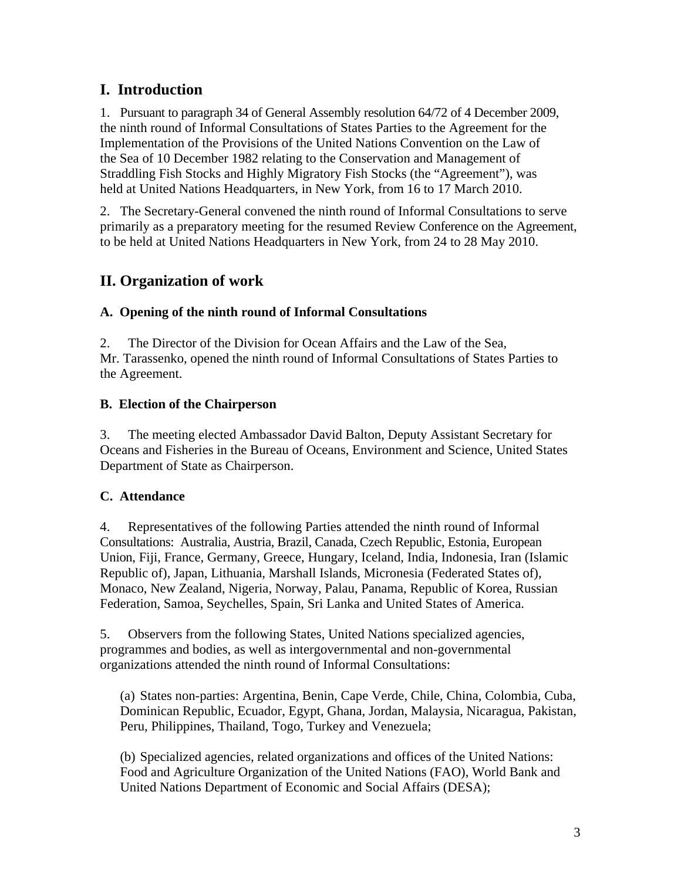## I. Introduction

1. Pursuant to paragraph 34 of General Assembly resolution 64/72 of 4 December 2009, the ninth round of Informal Consultations of States Parties to the Agreement for the Implementation of the Provisions of the United Nations Convention on the Law of the Sea of 10 December 1982 relating to the Conservation and Management of Straddling Fish Stocks and Highly Migratory Fish Stocks (the "Agreement"), was held at United Nations Headquarters, in New York, from 16 to 17 March 2010.

2. The Secretary-General convened the ninth round of Informal Consultations to serve primarily as a preparatory meeting for the resumed Review Conference on the Agreement, to be held at United Nations Headquarters in New York, from 24 to 28 May 2010.

## II. Organization of work

### A. Opening of the ninth round of Informal Consultations

2. The Director of the Division for Ocean Affairs and the Law of the Sea, Mr. Tarassenko, opened the ninth round of Informal Consultations of States Parties to the Agreement.

### B. Election of the Chairperson

3. The meeting elected Ambassador David Balton, Deputy Assistant Secretary for Oceans and Fisheries in the Bureau of Oceans, Environment and Science, United States Department of State as Chairperson.

### C. Attendance

4. Representatives of the following Parties attended the ninth round of Informal Consultations: Australia, Austria, Brazil, Canada, Czech Republic, Estonia, European Union, Fiji, France, Germany, Greece, Hungary, Iceland, India, Indonesia, Iran (Islamic Republic of), Japan, Lithuania, Marshall Islands, Micronesia (Federated States of), Monaco, New Zealand, Nigeria, Norway, Palau, Panama, Republic of Korea, Russian Federation, Samoa, Seychelles, Spain, Sri Lanka and United States of America.

5. Observers from the following States, United Nations specialized agencies, programmes and bodies, as well as intergovernmental and non-governmental organizations attended the ninth round of Informal Consultations:

(a) States non-parties: Argentina, Benin, Cape Verde, Chile, China, Colombia, Cuba, Dominican Republic, Ecuador, Egypt, Ghana, Jordan, Malaysia, Nicaragua, Pakistan, Peru, Philippines, Thailand, Togo, Turkey and Venezuela;

(b) Specialized agencies, related organizations and offices of the United Nations: Food and Agriculture Organization of the United Nations (FAO), World Bank and United Nations Department of Economic and Social Affairs (DESA);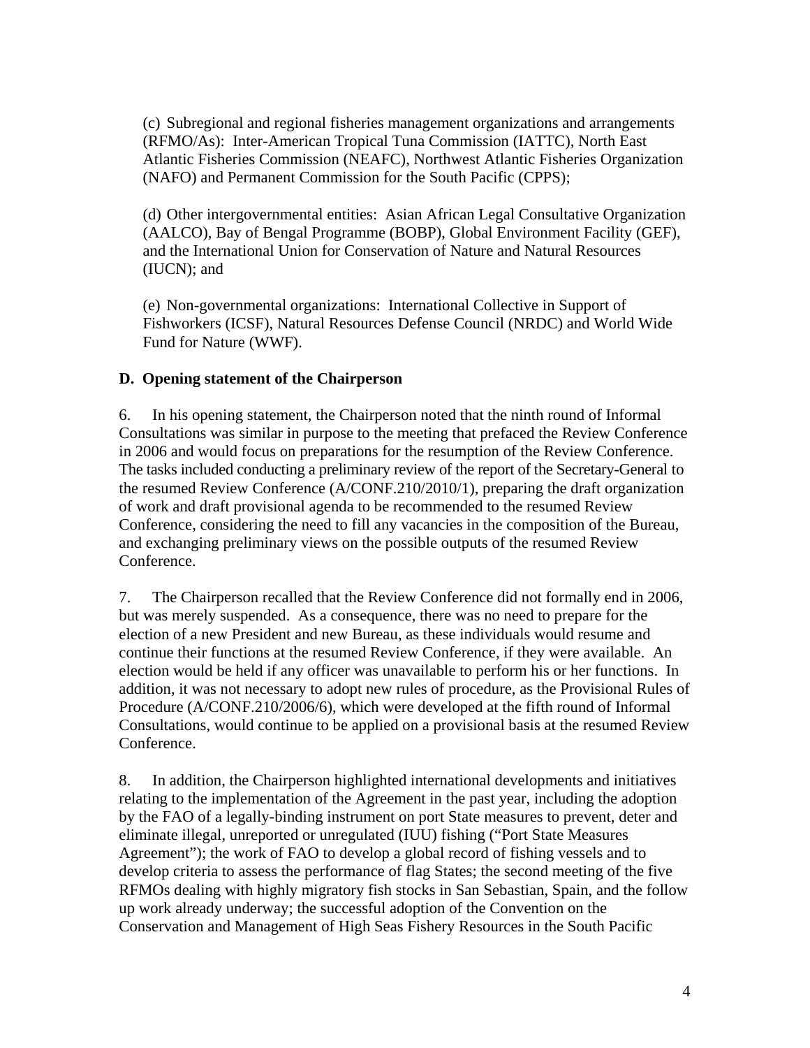(c) Subregional and regional fisheries management organizations and arrangements (RFMO/As): Inter-American Tropical Tuna Commission (IATTC), North East Atlantic Fisheries Commission (NEAFC), Northwest Atlantic Fisheries Organization (NAFO) and Permanent Commission for the South Pacific (CPPS);

(d) Other intergovernmental entities: Asian African Legal Consultative Organization (AALCO), Bay of Bengal Programme (BOBP), Global Environment Facility (GEF), and the International Union for Conservation of Nature and Natural Resources (IUCN); and

(e) Non-governmental organizations: International Collective in Support of Fishworkers (ICSF), Natural Resources Defense Council (NRDC) and World Wide Fund for Nature (WWF).

**D. Opening statement of the Chairperson**

6. In his opening statement, the Chairperson noted that the ninth round of Informal Consultations was similar in purpose to the meeting that prefaced the Review Conference in 2006 and would focus on preparations for the resumption of the Review Conference. The tasks included conducting a preliminary review of the report of the Secretary-General to the resumed Review Conference (A/CONF.210/2010/1), preparing the draft organization of work and draft provisional agenda to be recommended to the resumed Review Conference, considering the need to fill any vacancies in the composition of the Bureau, and exchanging preliminary views on the possible outputs of the resumed Review Conference.

7. The Chairperson recalled that the Review Conference did not formally end in 2006, but was merely suspended. As a consequence, there was no need to prepare for the election of a new President and new Bureau, as these individuals would resume and continue their functions at the resumed Review Conference, if they were available. An election would be held if any officer was unavailable to perform his or her functions. In addition, it was not necessary to adopt new rules of procedure, as the Provisional Rules of Procedure (A/CONF.210/2006/6), which were developed at the fifth round of Informal Consultations, would continue to be applied on a provisional basis at the resumed Review Conference.

8. In addition, the Chairperson highlighted international developments and initiatives relating to the implementation of the Agreement in the past year, including the adoption by the FAO of a legally-binding instrument on port State measures to prevent, deter and eliminate illegal, unreported or unregulated (IUU) fishing ("Port State Measures Agreement"); the work of FAO to develop a global record of fishing vessels and to develop criteria to assess the performance of flag States; the second meeting of the five RFMOs dealing with highly migratory fish stocks in San Sebastian, Spain, and the follow up work already underway; the successful adoption of the Convention on the Conservation and Management of High Seas Fishery Resources in the South Pacific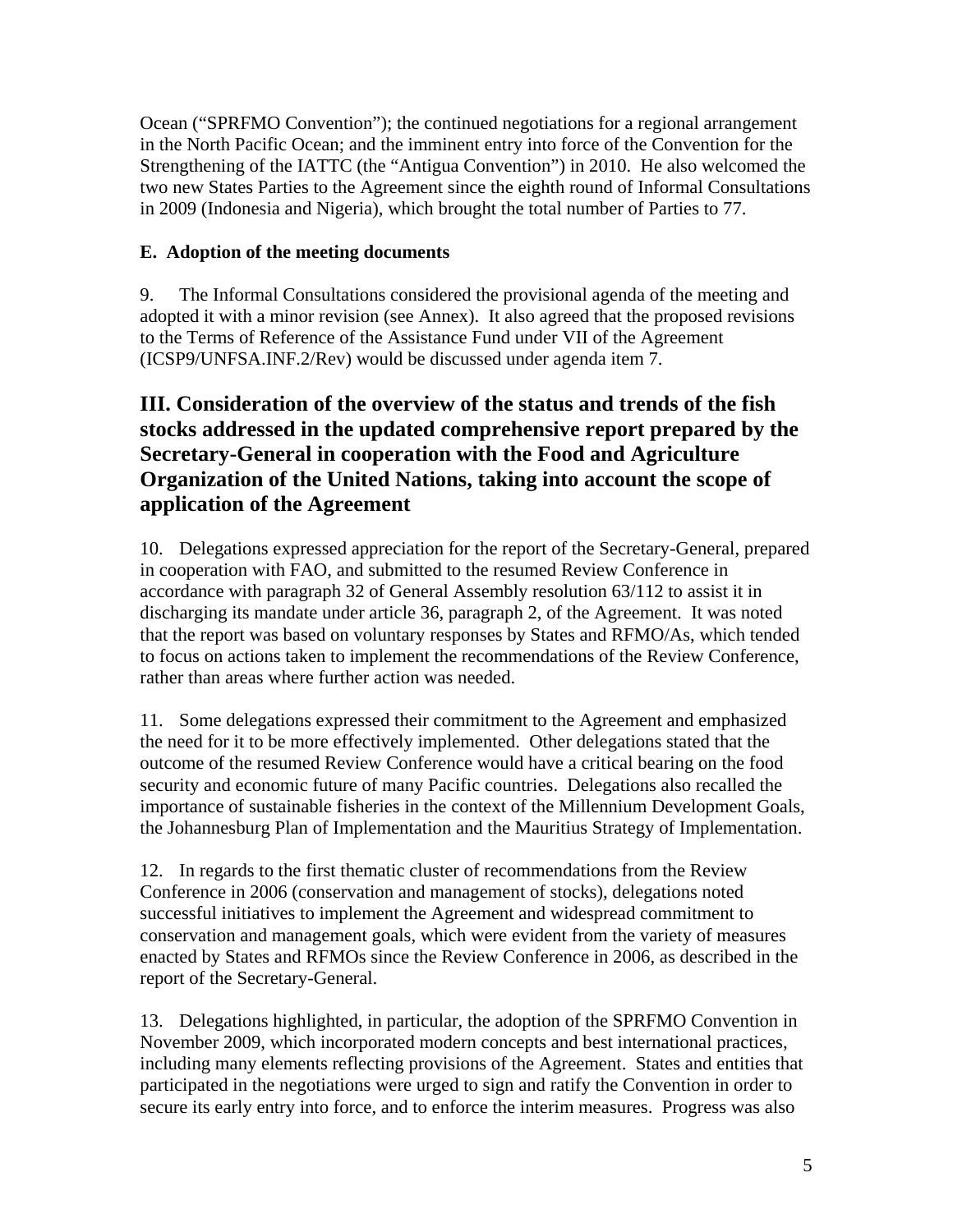Ocean (“SPRFMO Convention”); the continued negotiations for a regional arrangement in the North Pacific Ocean; and the imminent entry into force of the Convention for the Strengthening of the IATTC (the “Antigua Convention”) in 2010. He also welcomed the two new States Parties to the Agreement since the eighth round of Informal Consultations in 2009 (Indonesia and Nigeria), which brought the total number of Parties to 77.

**E. Adoption of the meeting documents**

9. The Informal Consultations considered the provisional agenda of the meeting and adopted it with a minor revision (see Annex). It also agreed that the proposed revisions to the Terms of Reference of the Assistance Fund under VII of the Agreement (ICSP9/UNFSA.INF.2/Rev) would be discussed under agenda item 7.

## III. Consideration of the overview of the status and trends of the fish stocks addressed in the updated comprehensive report prepared by the Secretary-General in cooperation with the Food and Agriculture Organization of the United Nations, taking into account the scope of application of the Agreement

10. Delegations expressed appreciation for the report of the Secretary-General, prepared in cooperation with FAO, and submitted to the resumed Review Conference in accordance with paragraph 32 of General Assembly resolution 63/112 to assist it in discharging its mandate under article 36, paragraph 2, of the Agreement. It was noted that the report was based on voluntary responses by States and RFMO/As, which tended to focus on actions taken to implement the recommendations of the Review Conference, rather than areas where further action was needed.

11. Some delegations expressed their commitment to the Agreement and emphasized the need for it to be more effectively implemented. Other delegations stated that the outcome of the resumed Review Conference would have a critical bearing on the food security and economic future of many Pacific countries. Delegations also recalled the importance of sustainable fisheries in the context of the Millennium Development Goals, the Johannesburg Plan of Implementation and the Mauritius Strategy of Implementation.

12. In regards to the first thematic cluster of recommendations from the Review Conference in 2006 (conservation and management of stocks), delegations noted successful initiatives to implement the Agreement and widespread commitment to conservation and management goals, which were evident from the variety of measures enacted by States and RFMOs since the Review Conference in 2006, as described in the report of the Secretary-General.

13. Delegations highlighted, in particular, the adoption of the SPRFMO Convention in November 2009, which incorporated modern concepts and best international practices, including many elements reflecting provisions of the Agreement. States and entities that participated in the negotiations were urged to sign and ratify the Convention in order to secure its early entry into force, and to enforce the interim measures. Progress was also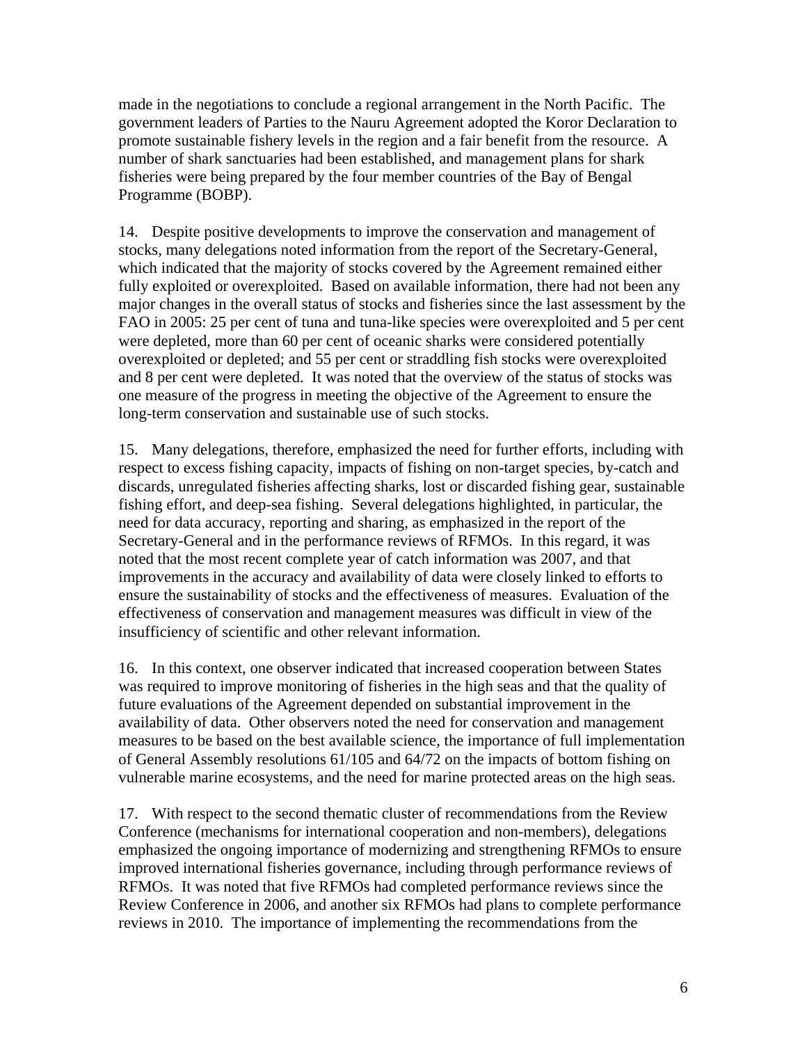made in the negotiations to conclude a regional arrangement in the North Pacific. The government leaders of Parties to the Nauru Agreement adopted the Koror Declaration to promote sustainable fishery levels in the region and a fair benefit from the resource. A number of shark sanctuaries had been established, and management plans for shark fisheries were being prepared by the four member countries of the Bay of Bengal Programme (BOBP).

14. Despite positive developments to improve the conservation and management of stocks, many delegations noted information from the report of the Secretary-General, which indicated that the majority of stocks covered by the Agreement remained either fully exploited or overexploited. Based on available information, there had not been any major changes in the overall status of stocks and fisheries since the last assessment by the FAO in 2005: 25 per cent of tuna and tuna-like species were overexploited and 5 per cent were depleted, more than 60 per cent of oceanic sharks were considered potentially overexploited or depleted; and 55 per cent or straddling fish stocks were overexploited and 8 per cent were depleted. It was noted that the overview of the status of stocks was one measure of the progress in meeting the objective of the Agreement to ensure the long-term conservation and sustainable use of such stocks.

15. Many delegations, therefore, emphasized the need for further efforts, including with respect to excess fishing capacity, impacts of fishing on non-target species, by-catch and discards, unregulated fisheries affecting sharks, lost or discarded fishing gear, sustainable fishing effort, and deep-sea fishing. Several delegations highlighted, in particular, the need for data accuracy, reporting and sharing, as emphasized in the report of the Secretary-General and in the performance reviews of RFMOs. In this regard, it was noted that the most recent complete year of catch information was 2007, and that improvements in the accuracy and availability of data were closely linked to efforts to ensure the sustainability of stocks and the effectiveness of measures. Evaluation of the effectiveness of conservation and management measures was difficult in view of the insufficiency of scientific and other relevant information.

16. In this context, one observer indicated that increased cooperation between States was required to improve monitoring of fisheries in the high seas and that the quality of future evaluations of the Agreement depended on substantial improvement in the availability of data. Other observers noted the need for conservation and management measures to be based on the best available science, the importance of full implementation of General Assembly resolutions 61/105 and 64/72 on the impacts of bottom fishing on vulnerable marine ecosystems, and the need for marine protected areas on the high seas.

17. With respect to the second thematic cluster of recommendations from the Review Conference (mechanisms for international cooperation and non-members), delegations emphasized the ongoing importance of modernizing and strengthening RFMOs to ensure improved international fisheries governance, including through performance reviews of RFMOs. It was noted that five RFMOs had completed performance reviews since the Review Conference in 2006, and another six RFMOs had plans to complete performance reviews in 2010. The importance of implementing the recommendations from the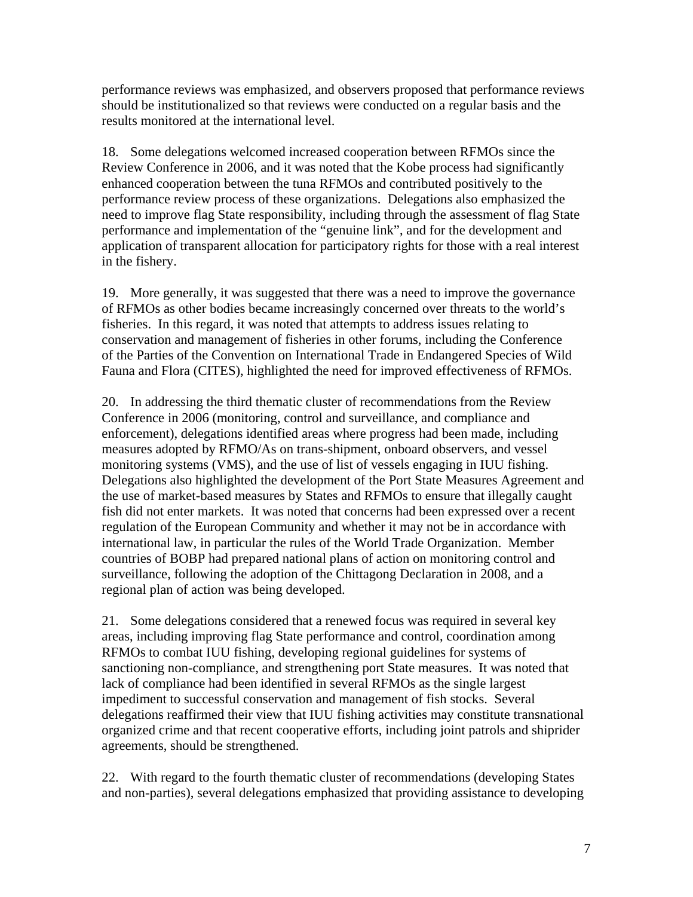performance reviews was emphasized, and observers proposed that performance reviews should be institutionalized so that reviews were conducted on a regular basis and the results monitored at the international level.

18. Some delegations welcomed increased cooperation between RFMOs since the Review Conference in 2006, and it was noted that the Kobe process had significantly enhanced cooperation between the tuna RFMOs and contributed positively to the performance review process of these organizations. Delegations also emphasized the need to improve flag State responsibility, including through the assessment of flag State performance and implementation of the "genuine link", and for the development and application of transparent allocation for participatory rights for those with a real interest in the fishery.

19. More generally, it was suggested that there was a need to improve the governance of RFMOs as other bodies became increasingly concerned over threats to the world's fisheries. In this regard, it was noted that attempts to address issues relating to conservation and management of fisheries in other forums, including the Conference of the Parties of the Convention on International Trade in Endangered Species of Wild Fauna and Flora (CITES), highlighted the need for improved effectiveness of RFMOs.

20. In addressing the third thematic cluster of recommendations from the Review Conference in 2006 (monitoring, control and surveillance, and compliance and enforcement), delegations identified areas where progress had been made, including measures adopted by RFMO/As on trans-shipment, onboard observers, and vessel monitoring systems (VMS), and the use of list of vessels engaging in IUU fishing. Delegations also highlighted the development of the Port State Measures Agreement and the use of market-based measures by States and RFMOs to ensure that illegally caught fish did not enter markets. It was noted that concerns had been expressed over a recent regulation of the European Community and whether it may not be in accordance with international law, in particular the rules of the World Trade Organization. Member countries of BOBP had prepared national plans of action on monitoring control and surveillance, following the adoption of the Chittagong Declaration in 2008, and a regional plan of action was being developed.

21. Some delegations considered that a renewed focus was required in several key areas, including improving flag State performance and control, coordination among RFMOs to combat IUU fishing, developing regional guidelines for systems of sanctioning non-compliance, and strengthening port State measures. It was noted that lack of compliance had been identified in several RFMOs as the single largest impediment to successful conservation and management of fish stocks. Several delegations reaffirmed their view that IUU fishing activities may constitute transnational organized crime and that recent cooperative efforts, including joint patrols and shiprider agreements, should be strengthened.

22. With regard to the fourth thematic cluster of recommendations (developing States and non-parties), several delegations emphasized that providing assistance to developing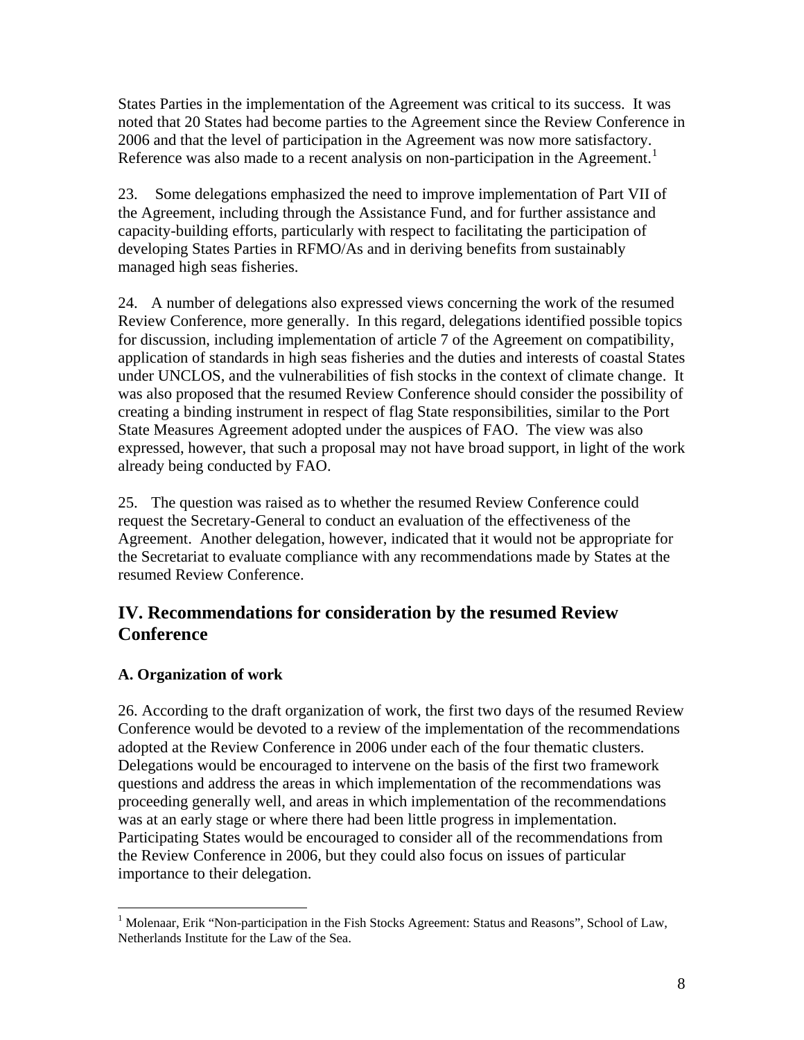States Parties in the implementation of the Agreement was critical to its success. It was noted that 20 States had become parties to the Agreement since the Review Conference in 2006 and that the level of participation in the Agreement was now more satisfactory. Reference was also made to a recent analysis on non-participation in the Agreement.[1]

23. Some delegations emphasized the need to improve implementation of Part VII of the Agreement, including through the Assistance Fund, and for further assistance and capacity-building efforts, particularly with respect to facilitating the participation of developing States Parties in RFMO/As and in deriving benefits from sustainably managed high seas fisheries.

24. A number of delegations also expressed views concerning the work of the resumed Review Conference, more generally. In this regard, delegations identified possible topics for discussion, including implementation of article 7 of the Agreement on compatibility, application of standards in high seas fisheries and the duties and interests of coastal States under UNCLOS, and the vulnerabilities of fish stocks in the context of climate change. It was also proposed that the resumed Review Conference should consider the possibility of creating a binding instrument in respect of flag State responsibilities, similar to the Port State Measures Agreement adopted under the auspices of FAO. The view was also expressed, however, that such a proposal may not have broad support, in light of the work already being conducted by FAO.

25. The question was raised as to whether the resumed Review Conference could request the Secretary-General to conduct an evaluation of the effectiveness of the Agreement. Another delegation, however, indicated that it would not be appropriate for the Secretariat to evaluate compliance with any recommendations made by States at the resumed Review Conference.

## IV. Recommendations for consideration by the resumed Review Conference

### A. Organization of work

26. According to the draft organization of work, the first two days of the resumed Review Conference would be devoted to a review of the implementation of the recommendations adopted at the Review Conference in 2006 under each of the four thematic clusters. Delegations would be encouraged to intervene on the basis of the first two framework questions and address the areas in which implementation of the recommendations was proceeding generally well, and areas in which implementation of the recommendations was at an early stage or where there had been little progress in implementation. Participating States would be encouraged to consider all of the recommendations from the Review Conference in 2006, but they could also focus on issues of particular importance to their delegation.

[1] Molenaar, Erik "Non-participation in the Fish Stocks Agreement: Status and Reasons", School of Law, Netherlands Institute for the Law of the Sea.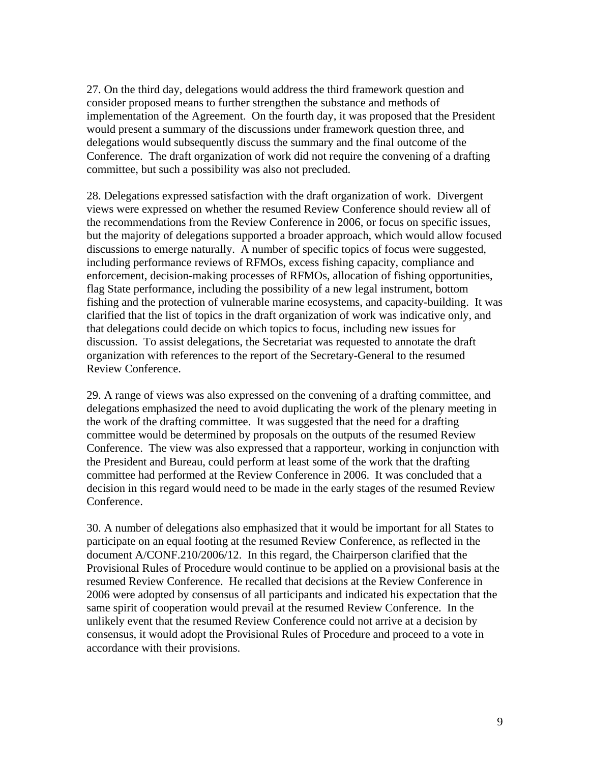27. On the third day, delegations would address the third framework question and consider proposed means to further strengthen the substance and methods of implementation of the Agreement. On the fourth day, it was proposed that the President would present a summary of the discussions under framework question three, and delegations would subsequently discuss the summary and the final outcome of the Conference. The draft organization of work did not require the convening of a drafting committee, but such a possibility was also not precluded.

28. Delegations expressed satisfaction with the draft organization of work. Divergent views were expressed on whether the resumed Review Conference should review all of the recommendations from the Review Conference in 2006, or focus on specific issues, but the majority of delegations supported a broader approach, which would allow focused discussions to emerge naturally. A number of specific topics of focus were suggested, including performance reviews of RFMOs, excess fishing capacity, compliance and enforcement, decision-making processes of RFMOs, allocation of fishing opportunities, flag State performance, including the possibility of a new legal instrument, bottom fishing and the protection of vulnerable marine ecosystems, and capacity-building. It was clarified that the list of topics in the draft organization of work was indicative only, and that delegations could decide on which topics to focus, including new issues for discussion. To assist delegations, the Secretariat was requested to annotate the draft organization with references to the report of the Secretary-General to the resumed Review Conference.

29. A range of views was also expressed on the convening of a drafting committee, and delegations emphasized the need to avoid duplicating the work of the plenary meeting in the work of the drafting committee. It was suggested that the need for a drafting committee would be determined by proposals on the outputs of the resumed Review Conference. The view was also expressed that a rapporteur, working in conjunction with the President and Bureau, could perform at least some of the work that the drafting committee had performed at the Review Conference in 2006. It was concluded that a decision in this regard would need to be made in the early stages of the resumed Review Conference.

30. A number of delegations also emphasized that it would be important for all States to participate on an equal footing at the resumed Review Conference, as reflected in the document A/CONF.210/2006/12. In this regard, the Chairperson clarified that the Provisional Rules of Procedure would continue to be applied on a provisional basis at the resumed Review Conference. He recalled that decisions at the Review Conference in 2006 were adopted by consensus of all participants and indicated his expectation that the same spirit of cooperation would prevail at the resumed Review Conference. In the unlikely event that the resumed Review Conference could not arrive at a decision by consensus, it would adopt the Provisional Rules of Procedure and proceed to a vote in accordance with their provisions.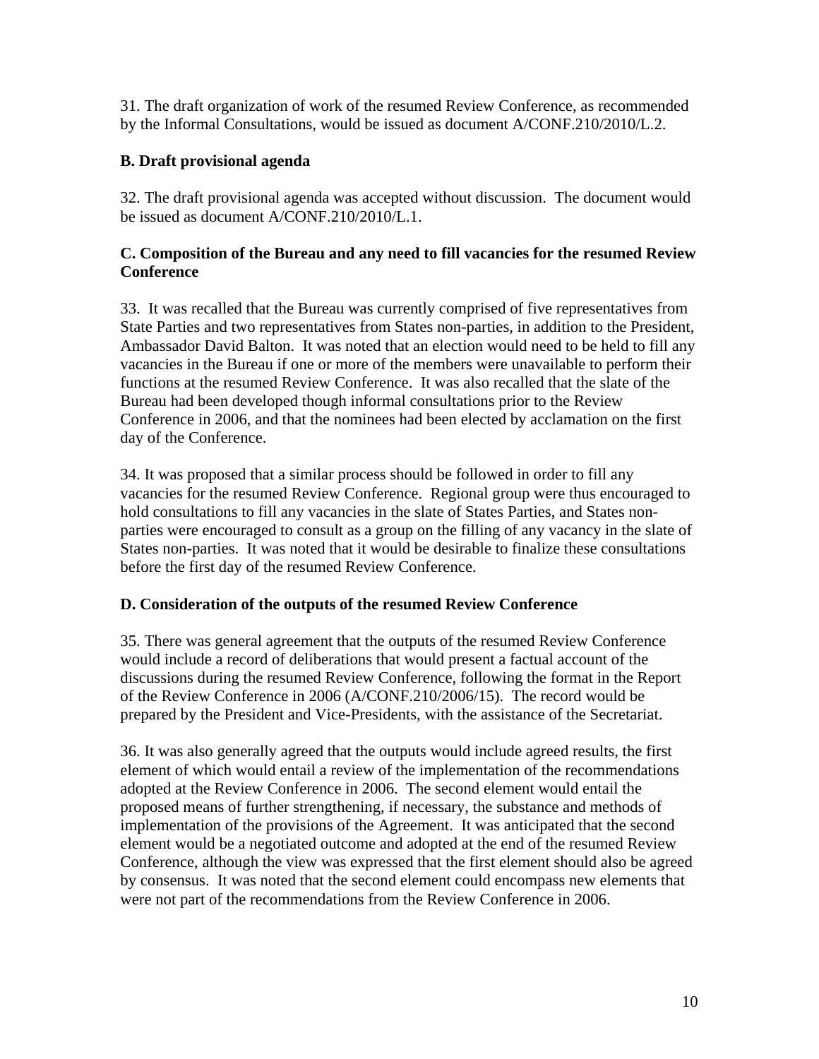31. The draft organization of work of the resumed Review Conference, as recommended by the Informal Consultations, would be issued as document A/CONF.210/2010/L.2.

### B. Draft provisional agenda

32. The draft provisional agenda was accepted without discussion. The document would be issued as document A/CONF.210/2010/L.1.

### C. Composition of the Bureau and any need to fill vacancies for the resumed Review Conference

33. It was recalled that the Bureau was currently comprised of five representatives from State Parties and two representatives from States non-parties, in addition to the President, Ambassador David Balton. It was noted that an election would need to be held to fill any vacancies in the Bureau if one or more of the members were unavailable to perform their functions at the resumed Review Conference. It was also recalled that the slate of the Bureau had been developed though informal consultations prior to the Review Conference in 2006, and that the nominees had been elected by acclamation on the first day of the Conference.

34. It was proposed that a similar process should be followed in order to fill any vacancies for the resumed Review Conference. Regional group were thus encouraged to hold consultations to fill any vacancies in the slate of States Parties, and States non-parties were encouraged to consult as a group on the filling of any vacancy in the slate of States non-parties. It was noted that it would be desirable to finalize these consultations before the first day of the resumed Review Conference.

### D. Consideration of the outputs of the resumed Review Conference

35. There was general agreement that the outputs of the resumed Review Conference would include a record of deliberations that would present a factual account of the discussions during the resumed Review Conference, following the format in the Report of the Review Conference in 2006 (A/CONF.210/2006/15). The record would be prepared by the President and Vice-Presidents, with the assistance of the Secretariat.

36. It was also generally agreed that the outputs would include agreed results, the first element of which would entail a review of the implementation of the recommendations adopted at the Review Conference in 2006. The second element would entail the proposed means of further strengthening, if necessary, the substance and methods of implementation of the provisions of the Agreement. It was anticipated that the second element would be a negotiated outcome and adopted at the end of the resumed Review Conference, although the view was expressed that the first element should also be agreed by consensus. It was noted that the second element could encompass new elements that were not part of the recommendations from the Review Conference in 2006.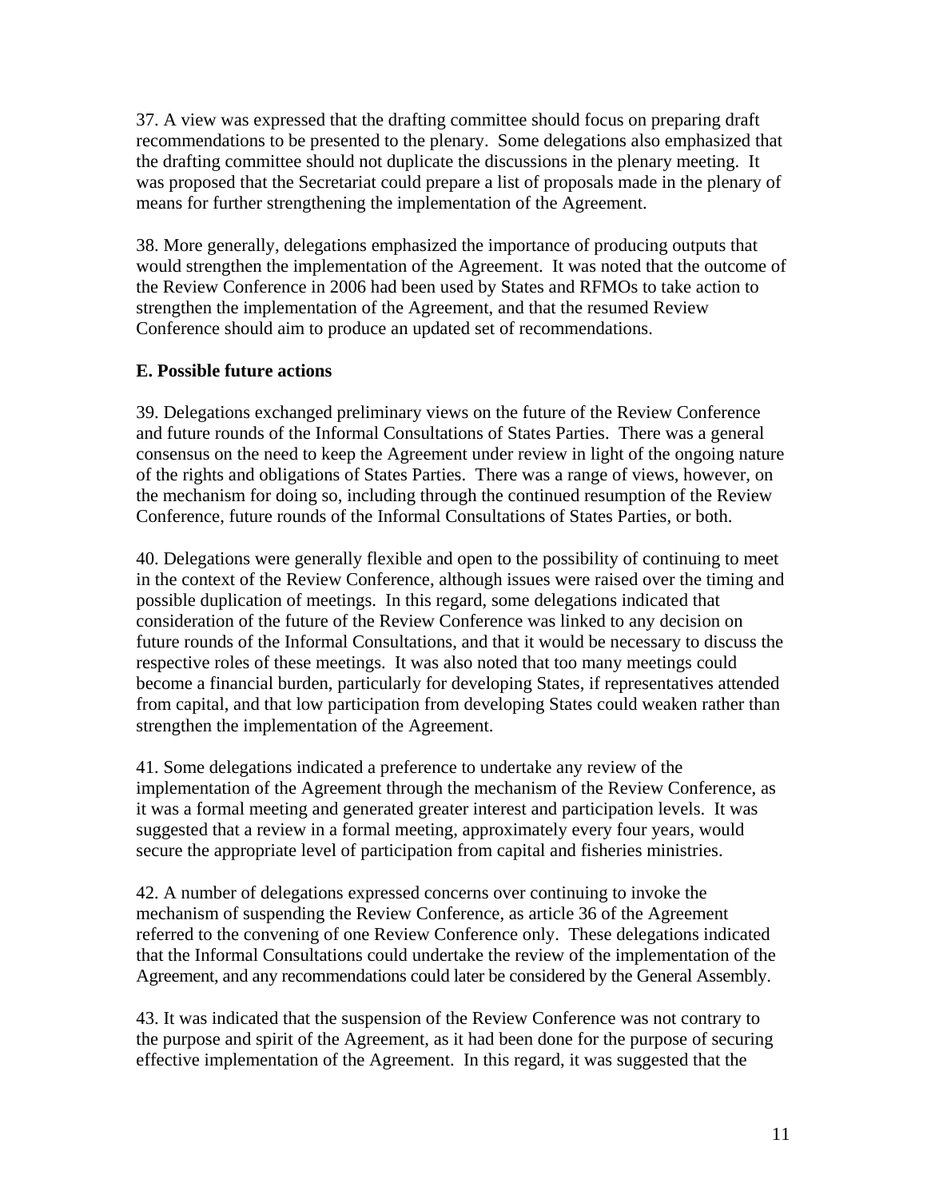37. A view was expressed that the drafting committee should focus on preparing draft recommendations to be presented to the plenary. Some delegations also emphasized that the drafting committee should not duplicate the discussions in the plenary meeting. It was proposed that the Secretariat could prepare a list of proposals made in the plenary of means for further strengthening the implementation of the Agreement.

38. More generally, delegations emphasized the importance of producing outputs that would strengthen the implementation of the Agreement. It was noted that the outcome of the Review Conference in 2006 had been used by States and RFMOs to take action to strengthen the implementation of the Agreement, and that the resumed Review Conference should aim to produce an updated set of recommendations.

**E. Possible future actions**

39. Delegations exchanged preliminary views on the future of the Review Conference and future rounds of the Informal Consultations of States Parties. There was a general consensus on the need to keep the Agreement under review in light of the ongoing nature of the rights and obligations of States Parties. There was a range of views, however, on the mechanism for doing so, including through the continued resumption of the Review Conference, future rounds of the Informal Consultations of States Parties, or both.

40. Delegations were generally flexible and open to the possibility of continuing to meet in the context of the Review Conference, although issues were raised over the timing and possible duplication of meetings. In this regard, some delegations indicated that consideration of the future of the Review Conference was linked to any decision on future rounds of the Informal Consultations, and that it would be necessary to discuss the respective roles of these meetings. It was also noted that too many meetings could become a financial burden, particularly for developing States, if representatives attended from capital, and that low participation from developing States could weaken rather than strengthen the implementation of the Agreement.

41. Some delegations indicated a preference to undertake any review of the implementation of the Agreement through the mechanism of the Review Conference, as it was a formal meeting and generated greater interest and participation levels. It was suggested that a review in a formal meeting, approximately every four years, would secure the appropriate level of participation from capital and fisheries ministries.

42. A number of delegations expressed concerns over continuing to invoke the mechanism of suspending the Review Conference, as article 36 of the Agreement referred to the convening of one Review Conference only. These delegations indicated that the Informal Consultations could undertake the review of the implementation of the Agreement, and any recommendations could later be considered by the General Assembly.

43. It was indicated that the suspension of the Review Conference was not contrary to the purpose and spirit of the Agreement, as it had been done for the purpose of securing effective implementation of the Agreement. In this regard, it was suggested that the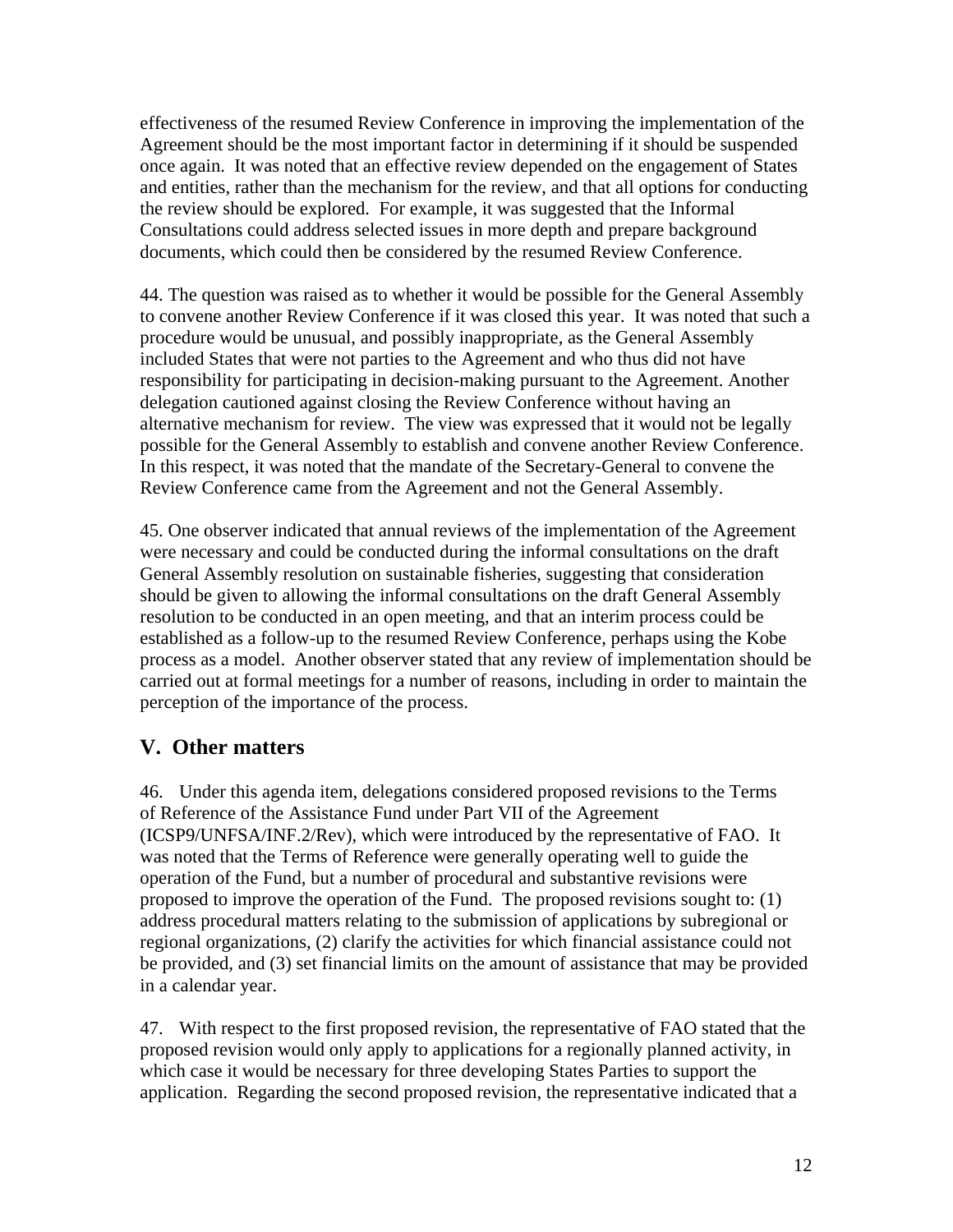effectiveness of the resumed Review Conference in improving the implementation of the Agreement should be the most important factor in determining if it should be suspended once again. It was noted that an effective review depended on the engagement of States and entities, rather than the mechanism for the review, and that all options for conducting the review should be explored. For example, it was suggested that the Informal Consultations could address selected issues in more depth and prepare background documents, which could then be considered by the resumed Review Conference.

44. The question was raised as to whether it would be possible for the General Assembly to convene another Review Conference if it was closed this year. It was noted that such a procedure would be unusual, and possibly inappropriate, as the General Assembly included States that were not parties to the Agreement and who thus did not have responsibility for participating in decision-making pursuant to the Agreement. Another delegation cautioned against closing the Review Conference without having an alternative mechanism for review. The view was expressed that it would not be legally possible for the General Assembly to establish and convene another Review Conference. In this respect, it was noted that the mandate of the Secretary-General to convene the Review Conference came from the Agreement and not the General Assembly.

45. One observer indicated that annual reviews of the implementation of the Agreement were necessary and could be conducted during the informal consultations on the draft General Assembly resolution on sustainable fisheries, suggesting that consideration should be given to allowing the informal consultations on the draft General Assembly resolution to be conducted in an open meeting, and that an interim process could be established as a follow-up to the resumed Review Conference, perhaps using the Kobe process as a model. Another observer stated that any review of implementation should be carried out at formal meetings for a number of reasons, including in order to maintain the perception of the importance of the process.

## V. Other matters

46. Under this agenda item, delegations considered proposed revisions to the Terms of Reference of the Assistance Fund under Part VII of the Agreement (ICSP9/UNFSA/INF.2/Rev), which were introduced by the representative of FAO. It was noted that the Terms of Reference were generally operating well to guide the operation of the Fund, but a number of procedural and substantive revisions were proposed to improve the operation of the Fund. The proposed revisions sought to: (1) address procedural matters relating to the submission of applications by subregional or regional organizations, (2) clarify the activities for which financial assistance could not be provided, and (3) set financial limits on the amount of assistance that may be provided in a calendar year.

47. With respect to the first proposed revision, the representative of FAO stated that the proposed revision would only apply to applications for a regionally planned activity, in which case it would be necessary for three developing States Parties to support the application. Regarding the second proposed revision, the representative indicated that a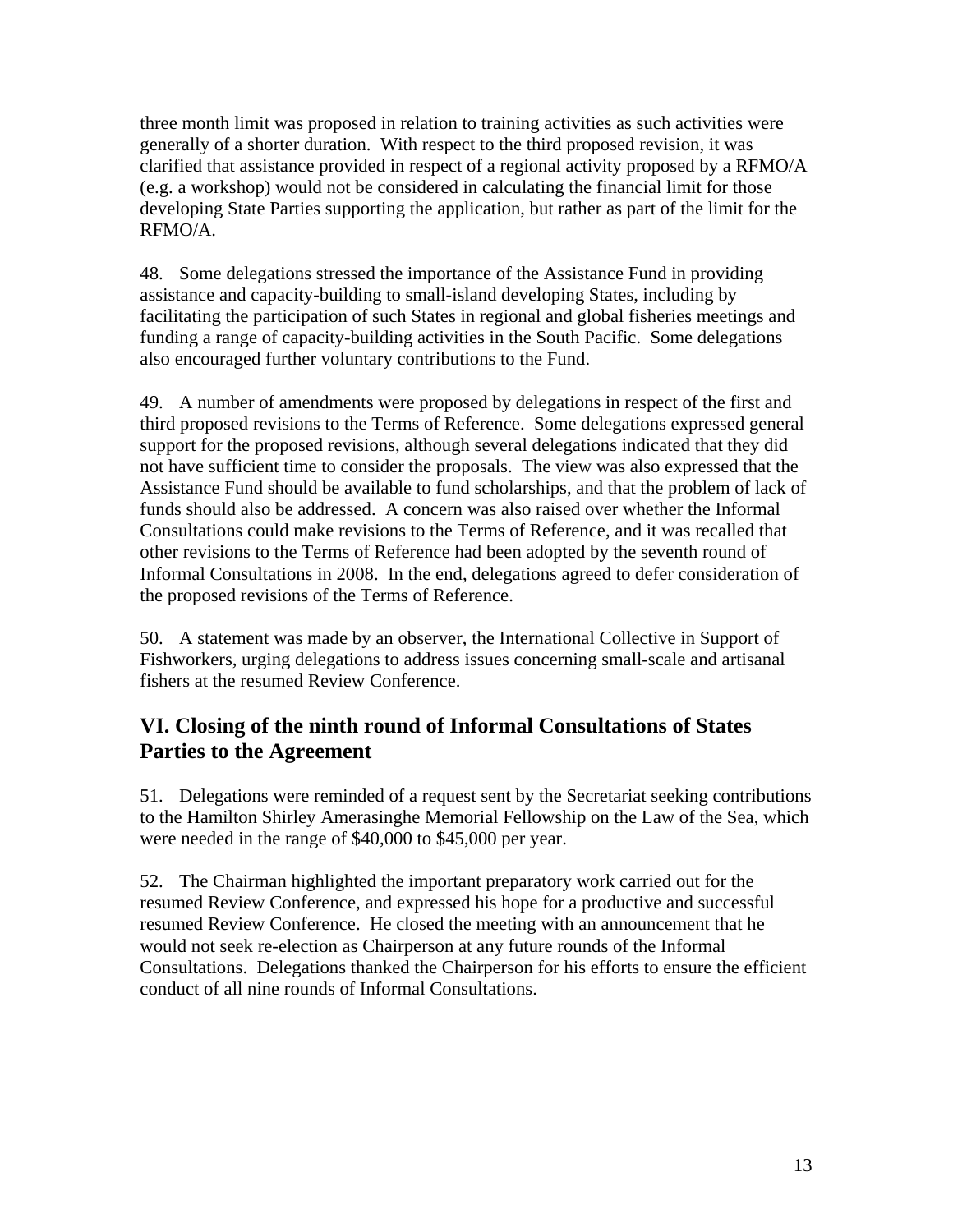three month limit was proposed in relation to training activities as such activities were generally of a shorter duration. With respect to the third proposed revision, it was clarified that assistance provided in respect of a regional activity proposed by a RFMO/A (e.g. a workshop) would not be considered in calculating the financial limit for those developing State Parties supporting the application, but rather as part of the limit for the RFMO/A.

48. Some delegations stressed the importance of the Assistance Fund in providing assistance and capacity-building to small-island developing States, including by facilitating the participation of such States in regional and global fisheries meetings and funding a range of capacity-building activities in the South Pacific. Some delegations also encouraged further voluntary contributions to the Fund.

49. A number of amendments were proposed by delegations in respect of the first and third proposed revisions to the Terms of Reference. Some delegations expressed general support for the proposed revisions, although several delegations indicated that they did not have sufficient time to consider the proposals. The view was also expressed that the Assistance Fund should be available to fund scholarships, and that the problem of lack of funds should also be addressed. A concern was also raised over whether the Informal Consultations could make revisions to the Terms of Reference, and it was recalled that other revisions to the Terms of Reference had been adopted by the seventh round of Informal Consultations in 2008. In the end, delegations agreed to defer consideration of the proposed revisions of the Terms of Reference.

50. A statement was made by an observer, the International Collective in Support of Fishworkers, urging delegations to address issues concerning small-scale and artisanal fishers at the resumed Review Conference.

## VI. Closing of the ninth round of Informal Consultations of States Parties to the Agreement

51. Delegations were reminded of a request sent by the Secretariat seeking contributions to the Hamilton Shirley Amerasinghe Memorial Fellowship on the Law of the Sea, which were needed in the range of $40,000 to $45,000 per year.

52. The Chairman highlighted the important preparatory work carried out for the resumed Review Conference, and expressed his hope for a productive and successful resumed Review Conference. He closed the meeting with an announcement that he would not seek re-election as Chairperson at any future rounds of the Informal Consultations. Delegations thanked the Chairperson for his efforts to ensure the efficient conduct of all nine rounds of Informal Consultations.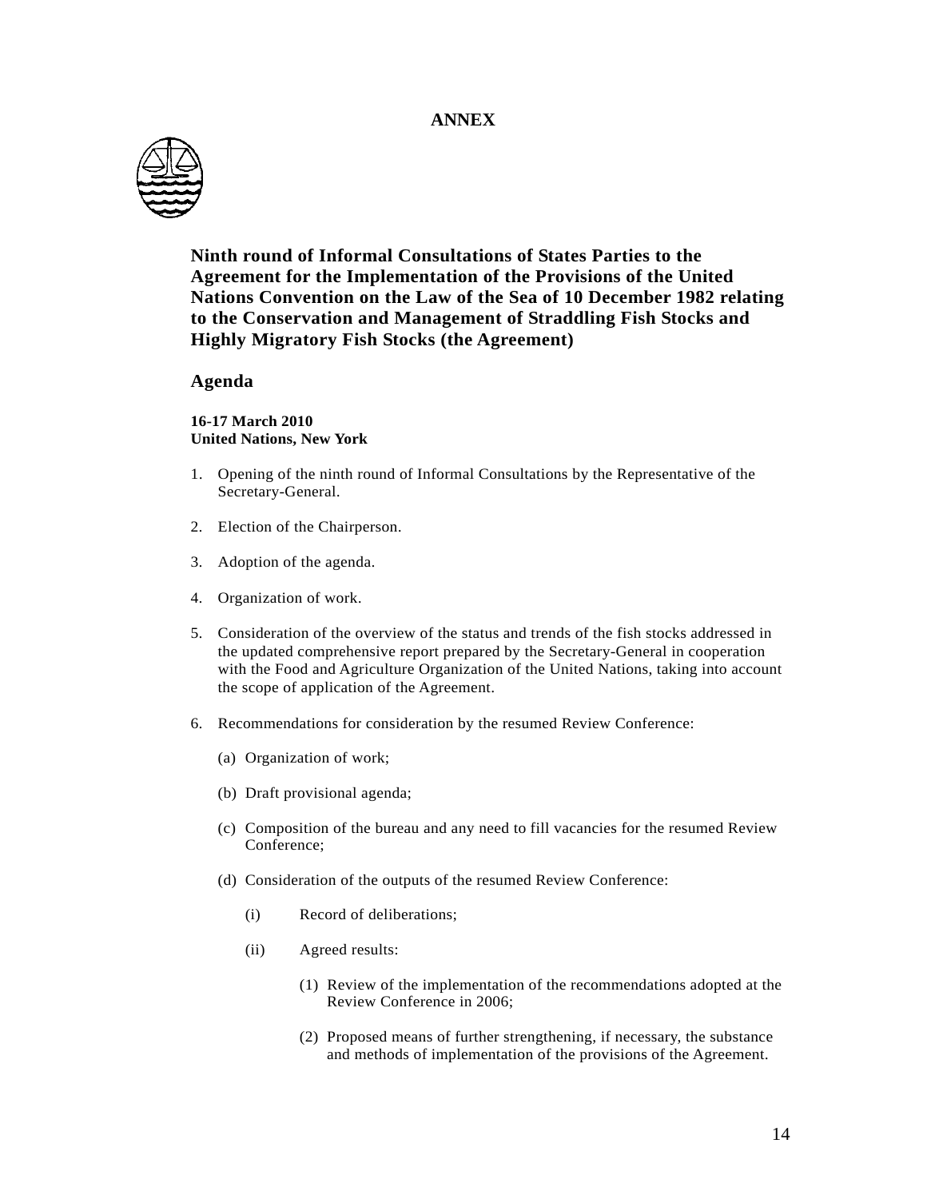**ANNEX**

## Ninth round of Informal Consultations of States Parties to the Agreement for the Implementation of the Provisions of the United Nations Convention on the Law of the Sea of 10 December 1982 relating to the Conservation and Management of Straddling Fish Stocks and Highly Migratory Fish Stocks (the Agreement)

## Agenda

**16-17 March 2010**
**United Nations, New York**

1. Opening of the ninth round of Informal Consultations by the Representative of the Secretary-General.

2. Election of the Chairperson.

3. Adoption of the agenda.

4. Organization of work.

5. Consideration of the overview of the status and trends of the fish stocks addressed in the updated comprehensive report prepared by the Secretary-General in cooperation with the Food and Agriculture Organization of the United Nations, taking into account the scope of application of the Agreement.

6. Recommendations for consideration by the resumed Review Conference:

   (a) Organization of work;

   (b) Draft provisional agenda;

   (c) Composition of the bureau and any need to fill vacancies for the resumed Review Conference;

   (d) Consideration of the outputs of the resumed Review Conference:

      (i) Record of deliberations;

      (ii) Agreed results:

         (1) Review of the implementation of the recommendations adopted at the Review Conference in 2006;

         (2) Proposed means of further strengthening, if necessary, the substance and methods of implementation of the provisions of the Agreement.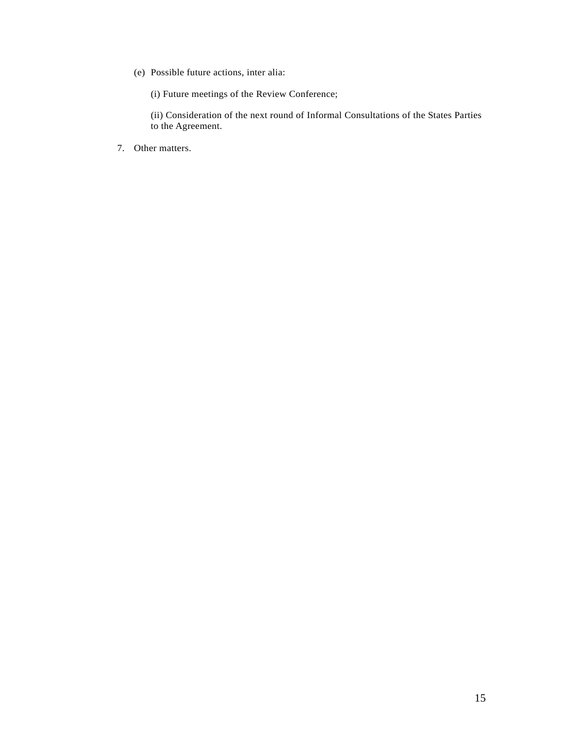(e) Possible future actions, inter alia:

    (i) Future meetings of the Review Conference;

    (ii) Consideration of the next round of Informal Consultations of the States Parties to the Agreement.

7. Other matters.